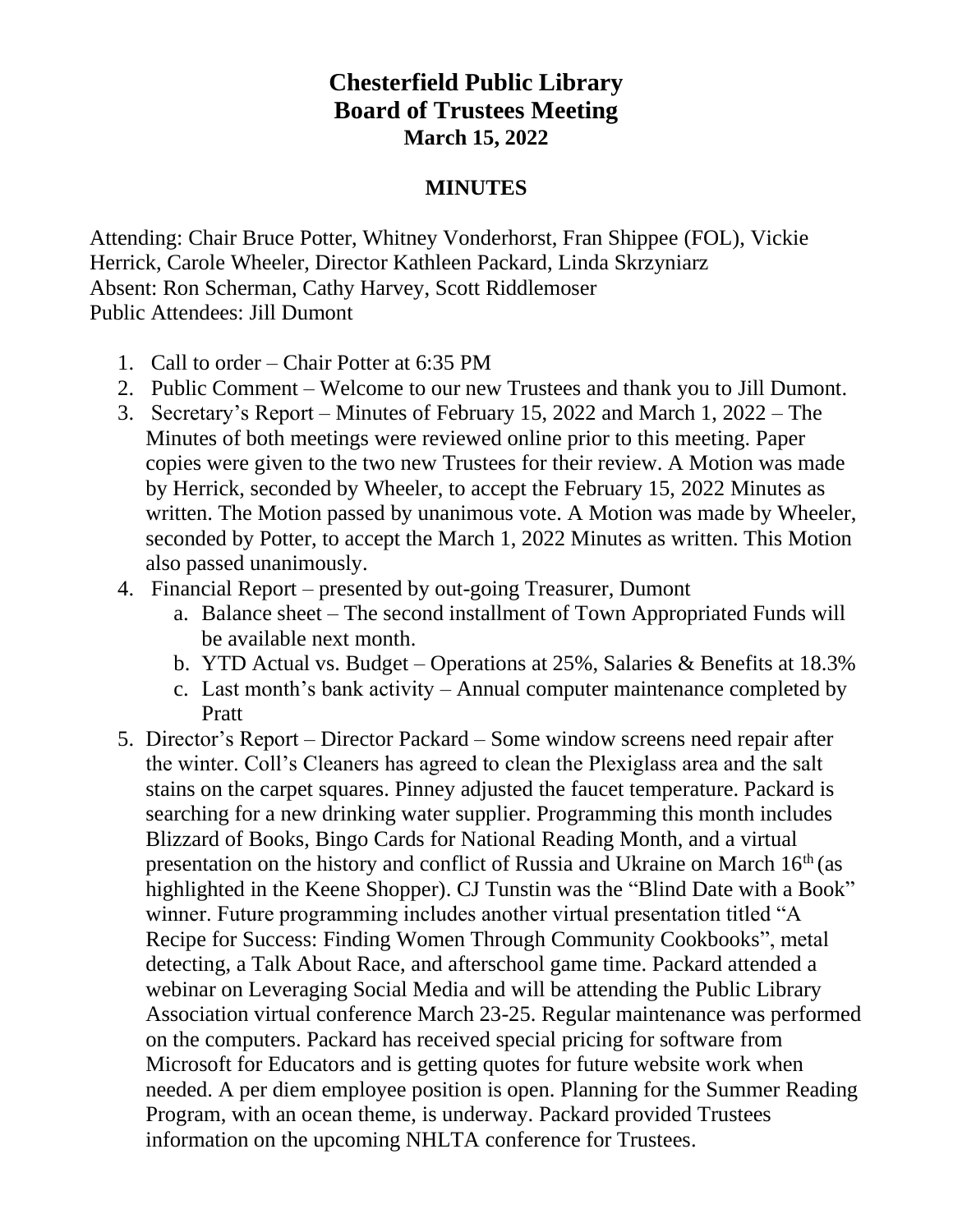# Chesterfield Public Library
# Board of Trustees Meeting
### March 15, 2022

## MINUTES

Attending: Chair Bruce Potter, Whitney Vonderhorst, Fran Shippee (FOL), Vickie Herrick, Carole Wheeler, Director Kathleen Packard, Linda Skrzyniarz
Absent: Ron Scherman, Cathy Harvey, Scott Riddlemoser
Public Attendees: Jill Dumont

1. Call to order – Chair Potter at 6:35 PM
2. Public Comment – Welcome to our new Trustees and thank you to Jill Dumont.
3. Secretary's Report – Minutes of February 15, 2022 and March 1, 2022 – The Minutes of both meetings were reviewed online prior to this meeting. Paper copies were given to the two new Trustees for their review. A Motion was made by Herrick, seconded by Wheeler, to accept the February 15, 2022 Minutes as written. The Motion passed by unanimous vote. A Motion was made by Wheeler, seconded by Potter, to accept the March 1, 2022 Minutes as written. This Motion also passed unanimously.
4. Financial Report – presented by out-going Treasurer, Dumont
   a. Balance sheet – The second installment of Town Appropriated Funds will be available next month.
   b. YTD Actual vs. Budget – Operations at 25%, Salaries & Benefits at 18.3%
   c. Last month's bank activity – Annual computer maintenance completed by Pratt
5. Director's Report – Director Packard – Some window screens need repair after the winter. Coll's Cleaners has agreed to clean the Plexiglass area and the salt stains on the carpet squares. Pinney adjusted the faucet temperature. Packard is searching for a new drinking water supplier. Programming this month includes Blizzard of Books, Bingo Cards for National Reading Month, and a virtual presentation on the history and conflict of Russia and Ukraine on March 16th (as highlighted in the Keene Shopper). CJ Tunstin was the "Blind Date with a Book" winner. Future programming includes another virtual presentation titled "A Recipe for Success: Finding Women Through Community Cookbooks", metal detecting, a Talk About Race, and afterschool game time. Packard attended a webinar on Leveraging Social Media and will be attending the Public Library Association virtual conference March 23-25. Regular maintenance was performed on the computers. Packard has received special pricing for software from Microsoft for Educators and is getting quotes for future website work when needed. A per diem employee position is open. Planning for the Summer Reading Program, with an ocean theme, is underway. Packard provided Trustees information on the upcoming NHLTA conference for Trustees.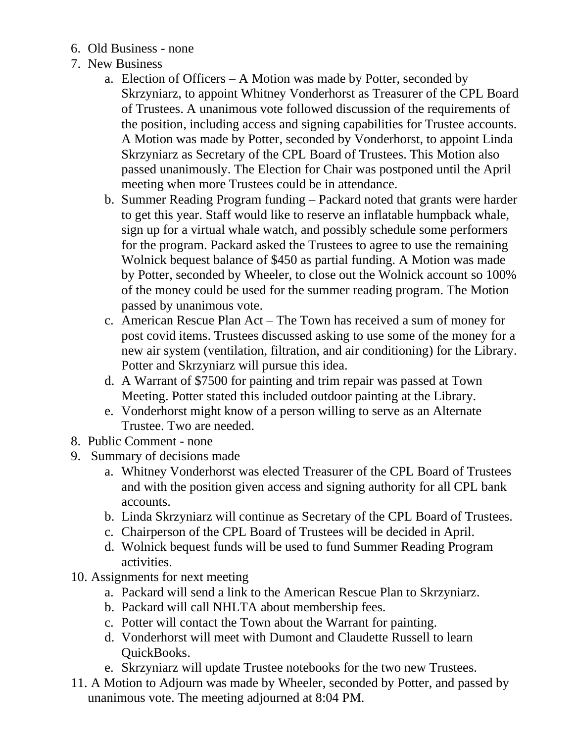6. Old Business - none
7. New Business
    a. Election of Officers – A Motion was made by Potter, seconded by Skrzyniarz, to appoint Whitney Vonderhorst as Treasurer of the CPL Board of Trustees. A unanimous vote followed discussion of the requirements of the position, including access and signing capabilities for Trustee accounts. A Motion was made by Potter, seconded by Vonderhorst, to appoint Linda Skrzyniarz as Secretary of the CPL Board of Trustees. This Motion also passed unanimously. The Election for Chair was postponed until the April meeting when more Trustees could be in attendance.
    b. Summer Reading Program funding – Packard noted that grants were harder to get this year. Staff would like to reserve an inflatable humpback whale, sign up for a virtual whale watch, and possibly schedule some performers for the program. Packard asked the Trustees to agree to use the remaining Wolnick bequest balance of $450 as partial funding. A Motion was made by Potter, seconded by Wheeler, to close out the Wolnick account so 100% of the money could be used for the summer reading program. The Motion passed by unanimous vote.
    c. American Rescue Plan Act – The Town has received a sum of money for post covid items. Trustees discussed asking to use some of the money for a new air system (ventilation, filtration, and air conditioning) for the Library. Potter and Skrzyniarz will pursue this idea.
    d. A Warrant of $7500 for painting and trim repair was passed at Town Meeting. Potter stated this included outdoor painting at the Library.
    e. Vonderhorst might know of a person willing to serve as an Alternate Trustee. Two are needed.
8. Public Comment - none
9. Summary of decisions made
    a. Whitney Vonderhorst was elected Treasurer of the CPL Board of Trustees and with the position given access and signing authority for all CPL bank accounts.
    b. Linda Skrzyniarz will continue as Secretary of the CPL Board of Trustees.
    c. Chairperson of the CPL Board of Trustees will be decided in April.
    d. Wolnick bequest funds will be used to fund Summer Reading Program activities.
10. Assignments for next meeting
    a. Packard will send a link to the American Rescue Plan to Skrzyniarz.
    b. Packard will call NHLTA about membership fees.
    c. Potter will contact the Town about the Warrant for painting.
    d. Vonderhorst will meet with Dumont and Claudette Russell to learn QuickBooks.
    e. Skrzyniarz will update Trustee notebooks for the two new Trustees.
11. A Motion to Adjourn was made by Wheeler, seconded by Potter, and passed by unanimous vote. The meeting adjourned at 8:04 PM.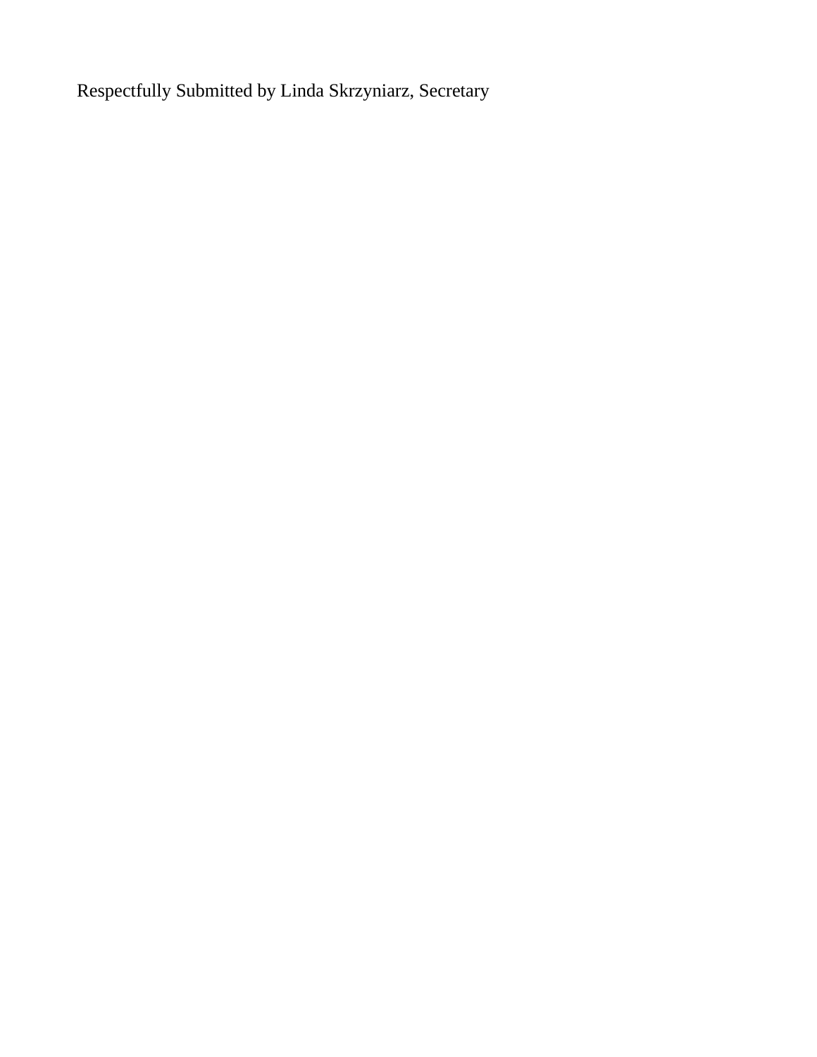Respectfully Submitted by Linda Skrzyniarz, Secretary